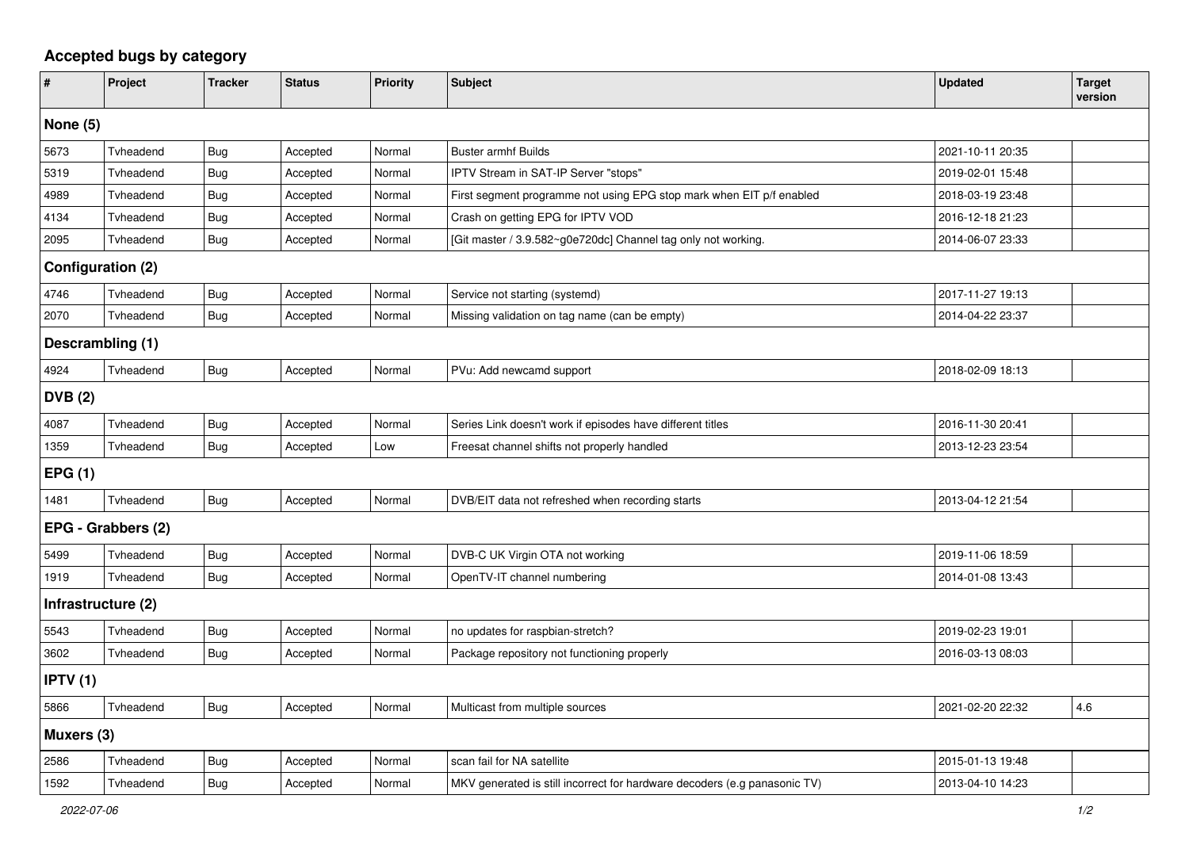## Accepted bugs by category

| # | Project | Tracker | Status | Priority | Subject | Updated | Target version |
|---|---|---|---|---|---|---|---|
| **None (5)** | | | | | | | |
| 5673 | Tvheadend | Bug | Accepted | Normal | Buster armhf Builds | 2021-10-11 20:35 | |
| 5319 | Tvheadend | Bug | Accepted | Normal | IPTV Stream in SAT-IP Server "stops" | 2019-02-01 15:48 | |
| 4989 | Tvheadend | Bug | Accepted | Normal | First segment programme not using EPG stop mark when EIT p/f enabled | 2018-03-19 23:48 | |
| 4134 | Tvheadend | Bug | Accepted | Normal | Crash on getting EPG for IPTV VOD | 2016-12-18 21:23 | |
| 2095 | Tvheadend | Bug | Accepted | Normal | [Git master / 3.9.582~g0e720dc] Channel tag only not working. | 2014-06-07 23:33 | |
| **Configuration (2)** | | | | | | | |
| 4746 | Tvheadend | Bug | Accepted | Normal | Service not starting (systemd) | 2017-11-27 19:13 | |
| 2070 | Tvheadend | Bug | Accepted | Normal | Missing validation on tag name (can be empty) | 2014-04-22 23:37 | |
| **Descrambling (1)** | | | | | | | |
| 4924 | Tvheadend | Bug | Accepted | Normal | PVu: Add newcamd support | 2018-02-09 18:13 | |
| **DVB (2)** | | | | | | | |
| 4087 | Tvheadend | Bug | Accepted | Normal | Series Link doesn't work if episodes have different titles | 2016-11-30 20:41 | |
| 1359 | Tvheadend | Bug | Accepted | Low | Freesat channel shifts not properly handled | 2013-12-23 23:54 | |
| **EPG (1)** | | | | | | | |
| 1481 | Tvheadend | Bug | Accepted | Normal | DVB/EIT data not refreshed when recording starts | 2013-04-12 21:54 | |
| **EPG - Grabbers (2)** | | | | | | | |
| 5499 | Tvheadend | Bug | Accepted | Normal | DVB-C UK Virgin OTA not working | 2019-11-06 18:59 | |
| 1919 | Tvheadend | Bug | Accepted | Normal | OpenTV-IT channel numbering | 2014-01-08 13:43 | |
| **Infrastructure (2)** | | | | | | | |
| 5543 | Tvheadend | Bug | Accepted | Normal | no updates for raspbian-stretch? | 2019-02-23 19:01 | |
| 3602 | Tvheadend | Bug | Accepted | Normal | Package repository not functioning properly | 2016-03-13 08:03 | |
| **IPTV (1)** | | | | | | | |
| 5866 | Tvheadend | Bug | Accepted | Normal | Multicast from multiple sources | 2021-02-20 22:32 | 4.6 |
| **Muxers (3)** | | | | | | | |
| 2586 | Tvheadend | Bug | Accepted | Normal | scan fail for NA satellite | 2015-01-13 19:48 | |
| 1592 | Tvheadend | Bug | Accepted | Normal | MKV generated is still incorrect for hardware decoders (e.g panasonic TV) | 2013-04-10 14:23 | |

*2022-07-06*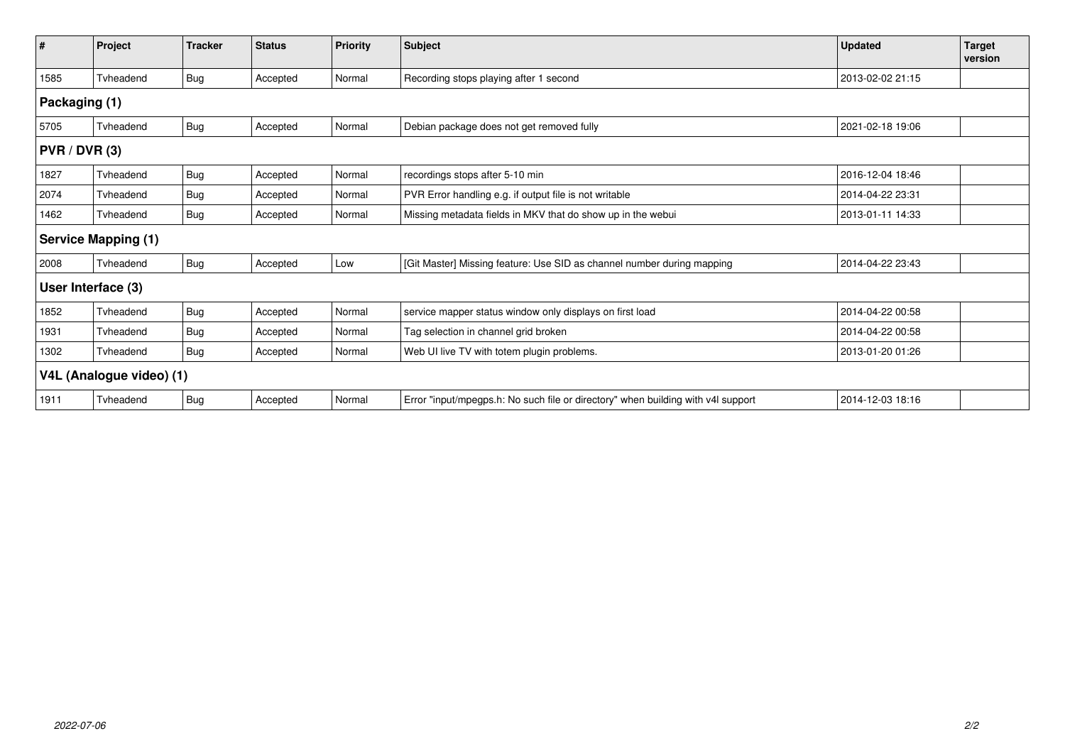| # | Project | Tracker | Status | Priority | Subject | Updated | Target version |
|---|---|---|---|---|---|---|---|
| 1585 | Tvheadend | Bug | Accepted | Normal | Recording stops playing after 1 second | 2013-02-02 21:15 | |
| **Packaging (1)** | | | | | | | |
| 5705 | Tvheadend | Bug | Accepted | Normal | Debian package does not get removed fully | 2021-02-18 19:06 | |
| **PVR / DVR (3)** | | | | | | | |
| 1827 | Tvheadend | Bug | Accepted | Normal | recordings stops after 5-10 min | 2016-12-04 18:46 | |
| 2074 | Tvheadend | Bug | Accepted | Normal | PVR Error handling e.g. if output file is not writable | 2014-04-22 23:31 | |
| 1462 | Tvheadend | Bug | Accepted | Normal | Missing metadata fields in MKV that do show up in the webui | 2013-01-11 14:33 | |
| **Service Mapping (1)** | | | | | | | |
| 2008 | Tvheadend | Bug | Accepted | Low | [Git Master] Missing feature: Use SID as channel number during mapping | 2014-04-22 23:43 | |
| **User Interface (3)** | | | | | | | |
| 1852 | Tvheadend | Bug | Accepted | Normal | service mapper status window only displays on first load | 2014-04-22 00:58 | |
| 1931 | Tvheadend | Bug | Accepted | Normal | Tag selection in channel grid broken | 2014-04-22 00:58 | |
| 1302 | Tvheadend | Bug | Accepted | Normal | Web UI live TV with totem plugin problems. | 2013-01-20 01:26 | |
| **V4L (Analogue video) (1)** | | | | | | | |
| 1911 | Tvheadend | Bug | Accepted | Normal | Error "input/mpegps.h: No such file or directory" when building with v4l support | 2014-12-03 18:16 | |

*2022-07-06*